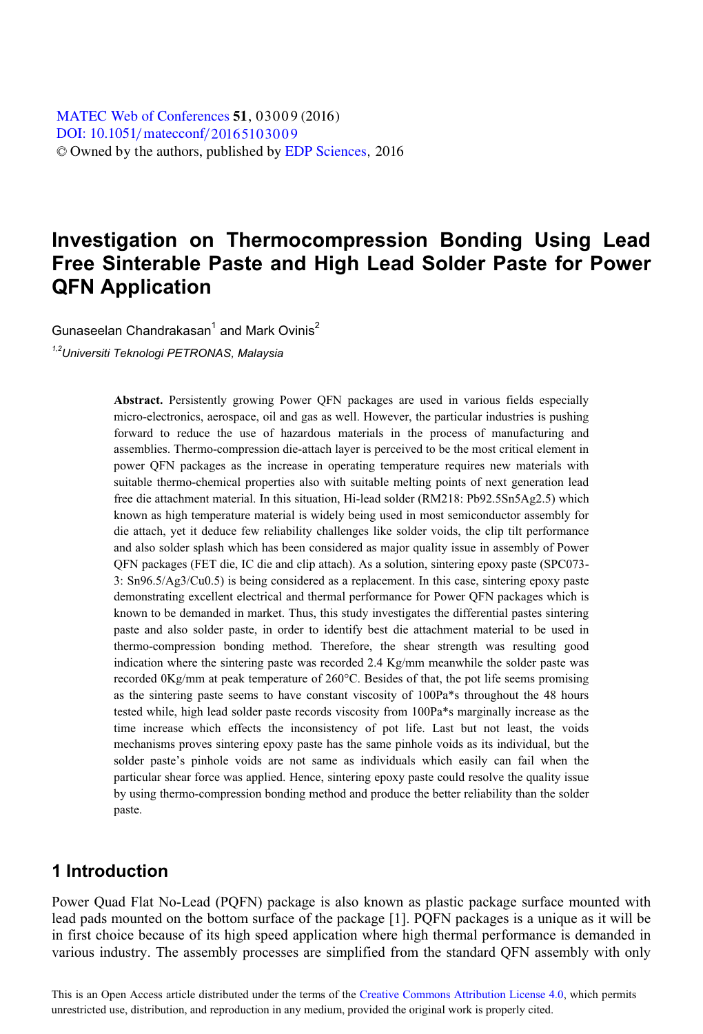# Investigation on Thermocompression Bonding Using Lead Free Sinterable Paste and High Lead Solder Paste for Power QFN Application

Gunaseelan Chandrakasan[1] and Mark Ovinis[2]

*[1,2]Universiti Teknologi PETRONAS, Malaysia*

**Abstract.** Persistently growing Power QFN packages are used in various fields especially micro-electronics, aerospace, oil and gas as well. However, the particular industries is pushing forward to reduce the use of hazardous materials in the process of manufacturing and assemblies. Thermo-compression die-attach layer is perceived to be the most critical element in power QFN packages as the increase in operating temperature requires new materials with suitable thermo-chemical properties also with suitable melting points of next generation lead free die attachment material. In this situation, Hi-lead solder (RM218: Pb92.5Sn5Ag2.5) which known as high temperature material is widely being used in most semiconductor assembly for die attach, yet it deduce few reliability challenges like solder voids, the clip tilt performance and also solder splash which has been considered as major quality issue in assembly of Power QFN packages (FET die, IC die and clip attach). As a solution, sintering epoxy paste (SPC073-3: Sn96.5/Ag3/Cu0.5) is being considered as a replacement. In this case, sintering epoxy paste demonstrating excellent electrical and thermal performance for Power QFN packages which is known to be demanded in market. Thus, this study investigates the differential pastes sintering paste and also solder paste, in order to identify best die attachment material to be used in thermo-compression bonding method. Therefore, the shear strength was resulting good indication where the sintering paste was recorded 2.4 Kg/mm meanwhile the solder paste was recorded 0Kg/mm at peak temperature of 260°C. Besides of that, the pot life seems promising as the sintering paste seems to have constant viscosity of 100Pa*s throughout the 48 hours tested while, high lead solder paste records viscosity from 100Pa*s marginally increase as the time increase which effects the inconsistency of pot life. Last but not least, the voids mechanisms proves sintering epoxy paste has the same pinhole voids as its individual, but the solder paste's pinhole voids are not same as individuals which easily can fail when the particular shear force was applied. Hence, sintering epoxy paste could resolve the quality issue by using thermo-compression bonding method and produce the better reliability than the solder paste.

## 1 Introduction

Power Quad Flat No-Lead (PQFN) package is also known as plastic package surface mounted with lead pads mounted on the bottom surface of the package [1]. PQFN packages is a unique as it will be in first choice because of its high speed application where high thermal performance is demanded in various industry. The assembly processes are simplified from the standard QFN assembly with only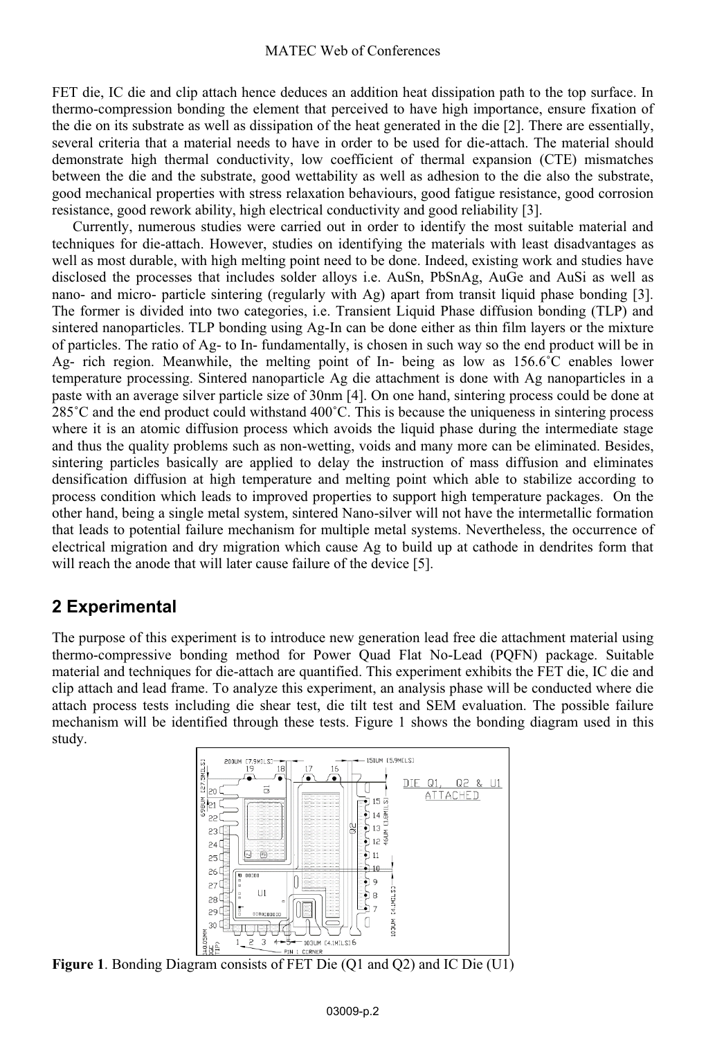FET die, IC die and clip attach hence deduces an addition heat dissipation path to the top surface. In thermo-compression bonding the element that perceived to have high importance, ensure fixation of the die on its substrate as well as dissipation of the heat generated in the die [2]. There are essentially, several criteria that a material needs to have in order to be used for die-attach. The material should demonstrate high thermal conductivity, low coefficient of thermal expansion (CTE) mismatches between the die and the substrate, good wettability as well as adhesion to the die also the substrate, good mechanical properties with stress relaxation behaviours, good fatigue resistance, good corrosion resistance, good rework ability, high electrical conductivity and good reliability [3].

Currently, numerous studies were carried out in order to identify the most suitable material and techniques for die-attach. However, studies on identifying the materials with least disadvantages as well as most durable, with high melting point need to be done. Indeed, existing work and studies have disclosed the processes that includes solder alloys i.e. AuSn, PbSnAg, AuGe and AuSi as well as nano- and micro- particle sintering (regularly with Ag) apart from transit liquid phase bonding [3]. The former is divided into two categories, i.e. Transient Liquid Phase diffusion bonding (TLP) and sintered nanoparticles. TLP bonding using Ag-In can be done either as thin film layers or the mixture of particles. The ratio of Ag- to In- fundamentally, is chosen in such way so the end product will be in Ag- rich region. Meanwhile, the melting point of In- being as low as 156.6˚C enables lower temperature processing. Sintered nanoparticle Ag die attachment is done with Ag nanoparticles in a paste with an average silver particle size of 30nm [4]. On one hand, sintering process could be done at 285˚C and the end product could withstand 400˚C. This is because the uniqueness in sintering process where it is an atomic diffusion process which avoids the liquid phase during the intermediate stage and thus the quality problems such as non-wetting, voids and many more can be eliminated. Besides, sintering particles basically are applied to delay the instruction of mass diffusion and eliminates densification diffusion at high temperature and melting point which able to stabilize according to process condition which leads to improved properties to support high temperature packages. On the other hand, being a single metal system, sintered Nano-silver will not have the intermetallic formation that leads to potential failure mechanism for multiple metal systems. Nevertheless, the occurrence of electrical migration and dry migration which cause Ag to build up at cathode in dendrites form that will reach the anode that will later cause failure of the device [5].

## 2 Experimental

The purpose of this experiment is to introduce new generation lead free die attachment material using thermo-compressive bonding method for Power Quad Flat No-Lead (PQFN) package. Suitable material and techniques for die-attach are quantified. This experiment exhibits the FET die, IC die and clip attach and lead frame. To analyze this experiment, an analysis phase will be conducted where die attach process tests including die shear test, die tilt test and SEM evaluation. The possible failure mechanism will be identified through these tests. Figure 1 shows the bonding diagram used in this study.

**Figure 1**. Bonding Diagram consists of FET Die (Q1 and Q2) and IC Die (U1)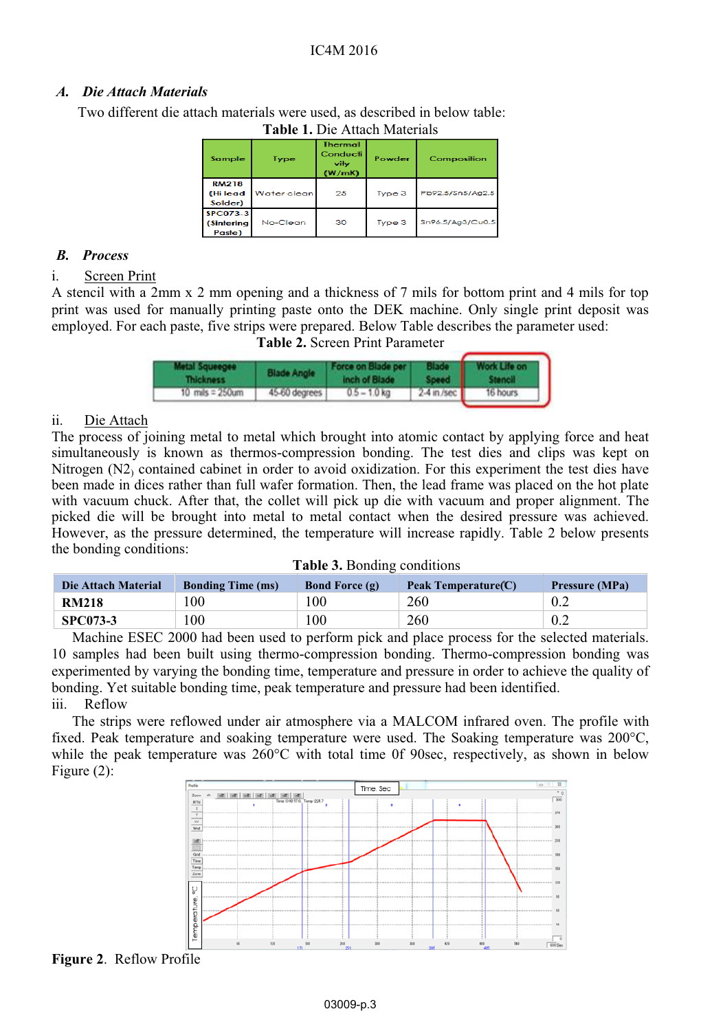### A. *Die Attach Materials*

Two different die attach materials were used, as described in below table:

**Table 1.** Die Attach Materials

| Sample | Type | Thermal Conductivity (W/mK) | Powder | Composition |
|---|---|---|---|---|
| RM218 (Hi lead Solder) | Water clean | 25 | Type 3 | Pb92.5/Sn5/Ag2.5 |
| SPC073-3 (Sintering Paste) | No-Clean | 30 | Type 3 | Sn96.5/Ag3/Cu0.5 |

### B. *Process*

i. Screen Print

A stencil with a 2mm x 2 mm opening and a thickness of 7 mils for bottom print and 4 mils for top print was used for manually printing paste onto the DEK machine. Only single print deposit was employed. For each paste, five strips were prepared. Below Table describes the parameter used:

**Table 2.** Screen Print Parameter

| Metal Squeegee Thickness | Blade Angle | Force on Blade per inch of Blade | Blade Speed | Work Life on Stencil |
|---|---|---|---|---|
| 10 mils = 250um | 45-60 degrees | 0.5 – 1.0 kg | 2-4 in./sec | 16 hours |

ii. Die Attach

The process of joining metal to metal which brought into atomic contact by applying force and heat simultaneously is known as thermos-compression bonding. The test dies and clips was kept on Nitrogen ($N_2$) contained cabinet in order to avoid oxidization. For this experiment the test dies have been made in dices rather than full wafer formation. Then, the lead frame was placed on the hot plate with vacuum chuck. After that, the collet will pick up die with vacuum and proper alignment. The picked die will be brought into metal to metal contact when the desired pressure was achieved. However, as the pressure determined, the temperature will increase rapidly. Table 2 below presents the bonding conditions:

**Table 3.** Bonding conditions

| Die Attach Material | Bonding Time (ms) | Bond Force (g) | Peak Temperature(C) | Pressure (MPa) |
|---|---|---|---|---|
| **RM218** | 100 | 100 | 260 | 0.2 |
| **SPC073-3** | 100 | 100 | 260 | 0.2 |

Machine ESEC 2000 had been used to perform pick and place process for the selected materials. 10 samples had been built using thermo-compression bonding. Thermo-compression bonding was experimented by varying the bonding time, temperature and pressure in order to achieve the quality of bonding. Yet suitable bonding time, peak temperature and pressure had been identified.

iii. Reflow

The strips were reflowed under air atmosphere via a MALCOM infrared oven. The profile with fixed. Peak temperature and soaking temperature were used. The Soaking temperature was 200°C, while the peak temperature was 260°C with total time 0f 90sec, respectively, as shown in below Figure (2):

**Figure 2**. Reflow Profile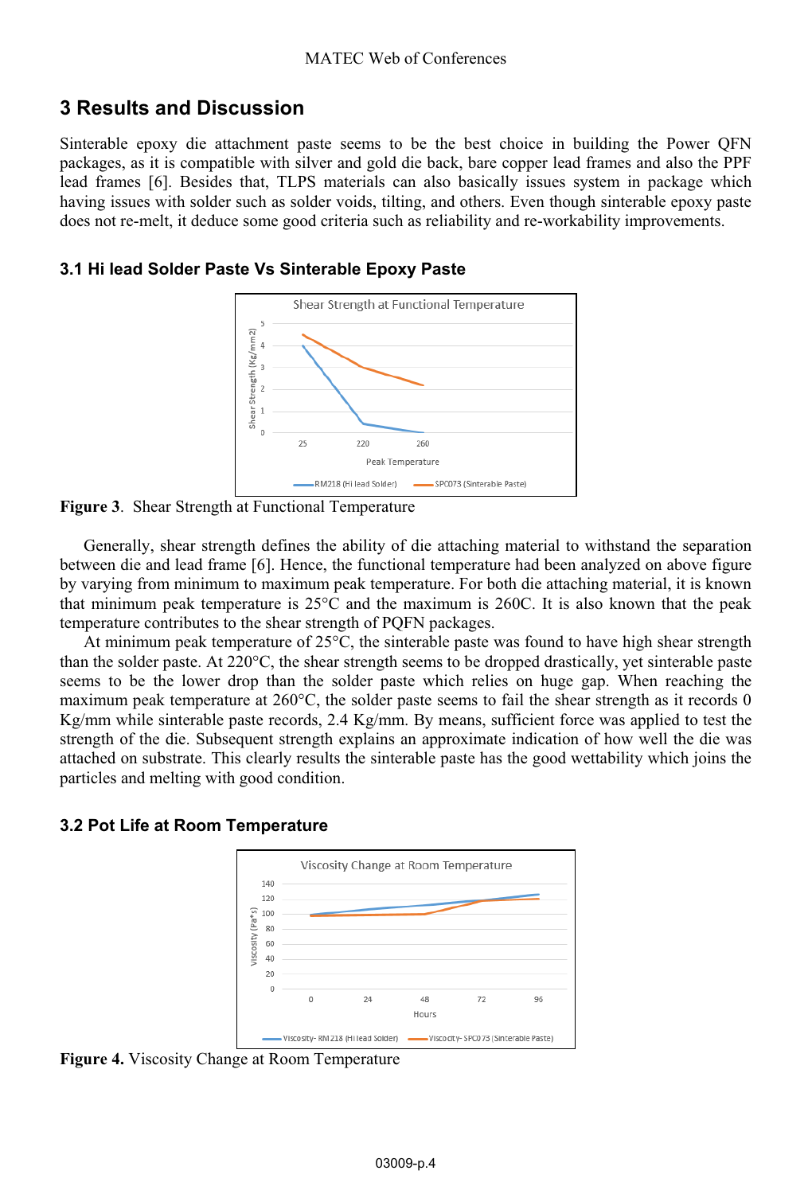## 3 Results and Discussion

Sinterable epoxy die attachment paste seems to be the best choice in building the Power QFN packages, as it is compatible with silver and gold die back, bare copper lead frames and also the PPF lead frames [6]. Besides that, TLPS materials can also basically issues system in package which having issues with solder such as solder voids, tilting, and others. Even though sinterable epoxy paste does not re-melt, it deduce some good criteria such as reliability and re-workability improvements.

### 3.1 Hi lead Solder Paste Vs Sinterable Epoxy Paste

**Figure 3**. Shear Strength at Functional Temperature

Generally, shear strength defines the ability of die attaching material to withstand the separation between die and lead frame [6]. Hence, the functional temperature had been analyzed on above figure by varying from minimum to maximum peak temperature. For both die attaching material, it is known that minimum peak temperature is 25°C and the maximum is 260C. It is also known that the peak temperature contributes to the shear strength of PQFN packages.

At minimum peak temperature of 25°C, the sinterable paste was found to have high shear strength than the solder paste. At 220°C, the shear strength seems to be dropped drastically, yet sinterable paste seems to be the lower drop than the solder paste which relies on huge gap. When reaching the maximum peak temperature at 260°C, the solder paste seems to fail the shear strength as it records 0 Kg/mm while sinterable paste records, 2.4 Kg/mm. By means, sufficient force was applied to test the strength of the die. Subsequent strength explains an approximate indication of how well the die was attached on substrate. This clearly results the sinterable paste has the good wettability which joins the particles and melting with good condition.

### 3.2 Pot Life at Room Temperature

**Figure 4.** Viscosity Change at Room Temperature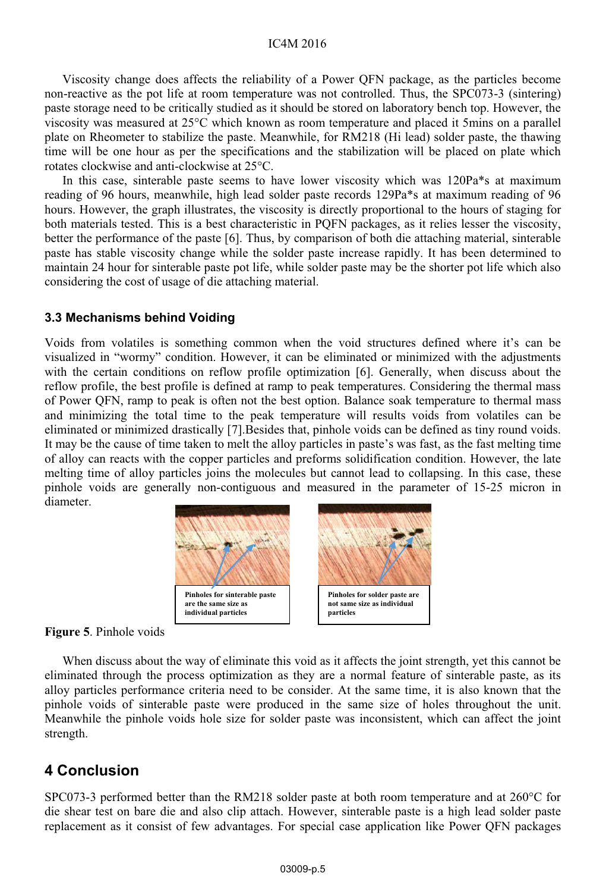Viscosity change does affects the reliability of a Power QFN package, as the particles become non-reactive as the pot life at room temperature was not controlled. Thus, the SPC073-3 (sintering) paste storage need to be critically studied as it should be stored on laboratory bench top. However, the viscosity was measured at 25°C which known as room temperature and placed it 5mins on a parallel plate on Rheometer to stabilize the paste. Meanwhile, for RM218 (Hi lead) solder paste, the thawing time will be one hour as per the specifications and the stabilization will be placed on plate which rotates clockwise and anti-clockwise at 25°C.

In this case, sinterable paste seems to have lower viscosity which was 120Pa*s at maximum reading of 96 hours, meanwhile, high lead solder paste records 129Pa*s at maximum reading of 96 hours. However, the graph illustrates, the viscosity is directly proportional to the hours of staging for both materials tested. This is a best characteristic in PQFN packages, as it relies lesser the viscosity, better the performance of the paste [6]. Thus, by comparison of both die attaching material, sinterable paste has stable viscosity change while the solder paste increase rapidly. It has been determined to maintain 24 hour for sinterable paste pot life, while solder paste may be the shorter pot life which also considering the cost of usage of die attaching material.

### 3.3 Mechanisms behind Voiding

Voids from volatiles is something common when the void structures defined where it's can be visualized in "wormy" condition. However, it can be eliminated or minimized with the adjustments with the certain conditions on reflow profile optimization [6]. Generally, when discuss about the reflow profile, the best profile is defined at ramp to peak temperatures. Considering the thermal mass of Power QFN, ramp to peak is often not the best option. Balance soak temperature to thermal mass and minimizing the total time to the peak temperature will results voids from volatiles can be eliminated or minimized drastically [7].Besides that, pinhole voids can be defined as tiny round voids. It may be the cause of time taken to melt the alloy particles in paste's was fast, as the fast melting time of alloy can reacts with the copper particles and preforms solidification condition. However, the late melting time of alloy particles joins the molecules but cannot lead to collapsing. In this case, these pinhole voids are generally non-contiguous and measured in the parameter of 15-25 micron in diameter.

Pinholes for sinterable paste are the same size as individual particles

Pinholes for solder paste are not same size as individual particles

**Figure 5**. Pinhole voids

When discuss about the way of eliminate this void as it affects the joint strength, yet this cannot be eliminated through the process optimization as they are a normal feature of sinterable paste, as its alloy particles performance criteria need to be consider. At the same time, it is also known that the pinhole voids of sinterable paste were produced in the same size of holes throughout the unit. Meanwhile the pinhole voids hole size for solder paste was inconsistent, which can affect the joint strength.

## 4 Conclusion

SPC073-3 performed better than the RM218 solder paste at both room temperature and at 260°C for die shear test on bare die and also clip attach. However, sinterable paste is a high lead solder paste replacement as it consist of few advantages. For special case application like Power QFN packages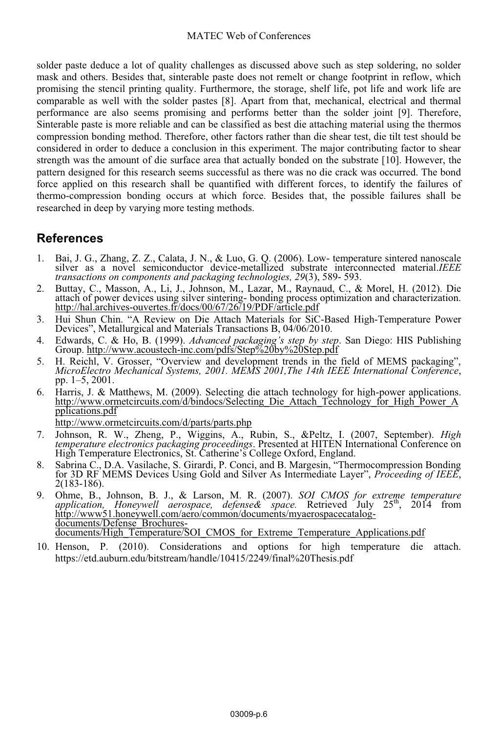solder paste deduce a lot of quality challenges as discussed above such as step soldering, no solder mask and others. Besides that, sinterable paste does not remelt or change footprint in reflow, which promising the stencil printing quality. Furthermore, the storage, shelf life, pot life and work life are comparable as well with the solder pastes [8]. Apart from that, mechanical, electrical and thermal performance are also seems promising and performs better than the solder joint [9]. Therefore, Sinterable paste is more reliable and can be classified as best die attaching material using the thermos compression bonding method. Therefore, other factors rather than die shear test, die tilt test should be considered in order to deduce a conclusion in this experiment. The major contributing factor to shear strength was the amount of die surface area that actually bonded on the substrate [10]. However, the pattern designed for this research seems successful as there was no die crack was occurred. The bond force applied on this research shall be quantified with different forces, to identify the failures of thermo-compression bonding occurs at which force. Besides that, the possible failures shall be researched in deep by varying more testing methods.

## References

1. Bai, J. G., Zhang, Z. Z., Calata, J. N., & Luo, G. Q. (2006). Low- temperature sintered nanoscale silver as a novel semiconductor device-metallized substrate interconnected material.*IEEE transactions on components and packaging technologies, 29*(3), 589- 593.
2. Buttay, C., Masson, A., Li, J., Johnson, M., Lazar, M., Raynaud, C., & Morel, H. (2012). Die attach of power devices using silver sintering- bonding process optimization and characterization. http://hal.archives-ouvertes.fr/docs/00/67/26/19/PDF/article.pdf
3. Hui Shun Chin. "A Review on Die Attach Materials for SiC-Based High-Temperature Power Devices", Metallurgical and Materials Transactions B, 04/06/2010.
4. Edwards, C. & Ho, B. (1999). *Advanced packaging's step by step*. San Diego: HIS Publishing Group. http://www.acoustech-inc.com/pdfs/Step%20by%20Step.pdf
5. H. Reichl, V. Grosser, "Overview and development trends in the field of MEMS packaging", *MicroElectro Mechanical Systems, 2001. MEMS 2001,The 14th IEEE International Conference*, pp. 1–5, 2001.
6. Harris, J. & Matthews, M. (2009). Selecting die attach technology for high-power applications. http://www.ormetcircuits.com/d/bindocs/Selecting_Die_Attach_Technology_for_High_Power_Applications.pdf
   http://www.ormetcircuits.com/d/parts/parts.php
7. Johnson, R. W., Zheng, P., Wiggins, A., Rubin, S., &Peltz, I. (2007, September). *High temperature electronics packaging proceedings*. Presented at HITEN International Conference on High Temperature Electronics, St. Catherine's College Oxford, England.
8. Sabrina C., D.A. Vasilache, S. Girardi, P. Conci, and B. Margesin, "Thermocompression Bonding for 3D RF MEMS Devices Using Gold and Silver As Intermediate Layer", *Proceeding of IEEE*, 2(183-186).
9. Ohme, B., Johnson, B. J., & Larson, M. R. (2007). *SOI CMOS for extreme temperature application, Honeywell aerospace, defense& space.* Retrieved July 25th, 2014 from http://www51.honeywell.com/aero/common/documents/myaerospacecatalog-documents/Defense_Brochures-documents/High_Temperature/SOI_CMOS_for_Extreme_Temperature_Applications.pdf
10. Henson, P. (2010). Considerations and options for high temperature die attach. https://etd.auburn.edu/bitstream/handle/10415/2249/final%20Thesis.pdf